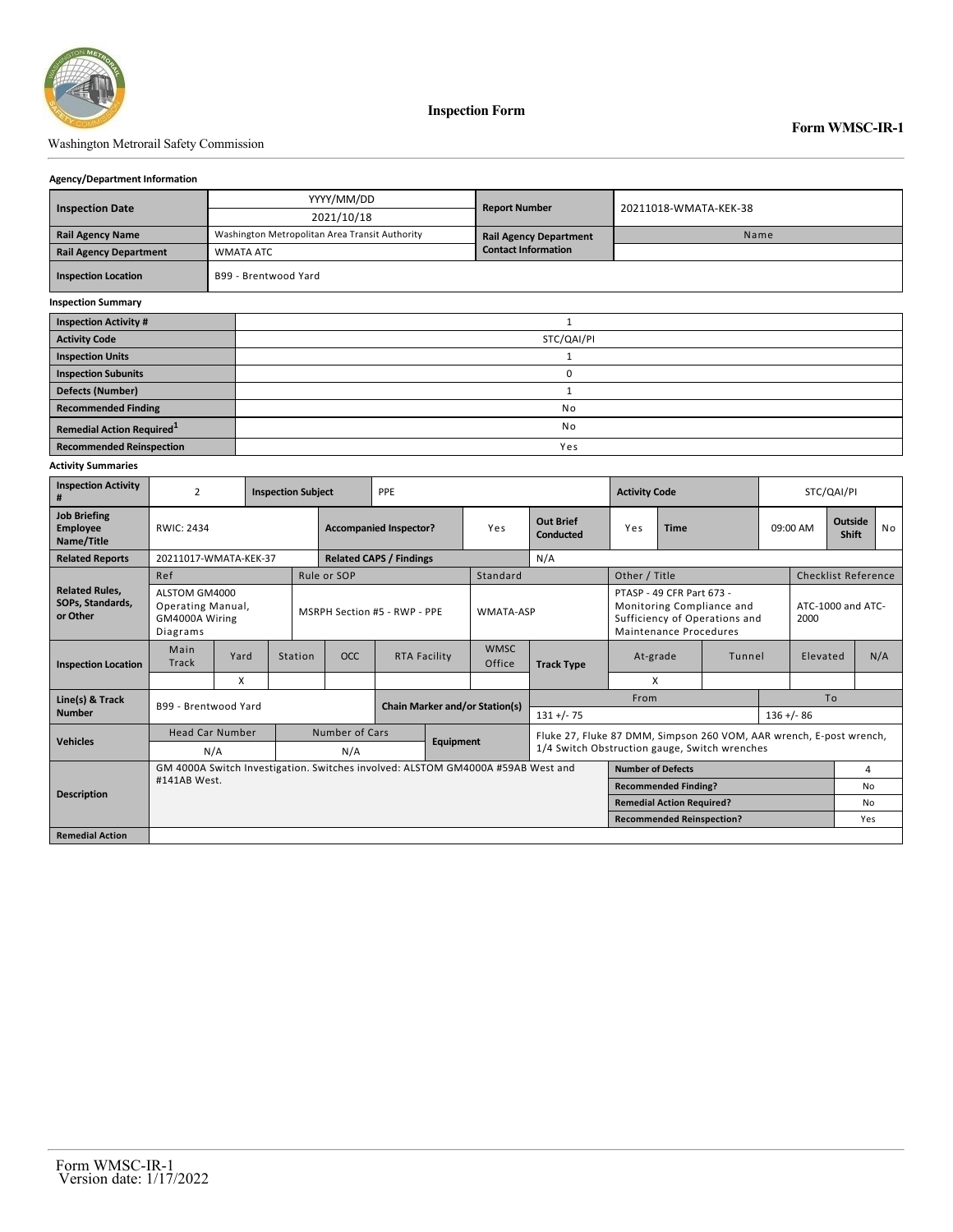Washington Metrorail Safety Commission

# Inspection Form

**Form WMSC-IR-1**

### Agency/Department Information

| | | | |
|---|---|---|---|
| **Inspection Date** | YYYY/MM/DD<br>2021/10/18 | **Report Number** | 20211018-WMATA-KEK-38 |
| **Rail Agency Name** | Washington Metropolitan Area Transit Authority | **Rail Agency Department Contact Information** | Name |
| **Rail Agency Department** | WMATA ATC | | |
| **Inspection Location** | B99 - Brentwood Yard | | |

### Inspection Summary

| | |
|---|---|
| **Inspection Activity #** | 1 |
| **Activity Code** | STC/QAI/PI |
| **Inspection Units** | 1 |
| **Inspection Subunits** | 0 |
| **Defects (Number)** | 1 |
| **Recommended Finding** | No |
| **Remedial Action Required**[1] | No |
| **Recommended Reinspection** | Yes |

### Activity Summaries

| | | | | | | | |
|---|---|---|---|---|---|---|---|
| **Inspection Activity #** | 2 | **Inspection Subject** | PPE | **Activity Code** | STC/QAI/PI | | |
| **Job Briefing Employee Name/Title** | RWIC: 2434 | **Accompanied Inspector?** | Yes | **Out Brief Conducted** | Yes | **Time** | 09:00 AM |
| **Outside Shift** | No | | | | | | |
| **Related Reports** | 20211017-WMATA-KEK-37 | **Related CAPS / Findings** | N/A | | | | |

| **Related Rules, SOPs, Standards, or Other** | |
|---|---|
| Ref | ALSTOM GM4000 Operating Manual, GM4000A Wiring Diagrams |
| Rule or SOP | MSRPH Section #5 - RWP - PPE |
| Standard | WMATA-ASP |
| Other / Title | PTASP - 49 CFR Part 673 - Monitoring Compliance and Sufficiency of Operations and Maintenance Procedures |
| Checklist Reference | ATC-1000 and ATC-2000 |

| **Inspection Location** | Main Track | Yard | Station | OCC | RTA Facility | WMSC Office |
|---|---|---|---|---|---|---|
| | | X | | | | |

| **Track Type** | At-grade | Tunnel | Elevated | N/A |
|---|---|---|---|---|
| | X | | | |

| **Line(s) & Track Number** | **Chain Marker and/or Station(s)** From | To |
|---|---|---|
| B99 - Brentwood Yard | 131 +/- 75 | 136 +/- 86 |

| **Vehicles** | Head Car Number | Number of Cars | **Equipment** |
|---|---|---|---|
| | N/A | N/A | Fluke 27, Fluke 87 DMM, Simpson 260 VOM, AAR wrench, E-post wrench, 1/4 Switch Obstruction gauge, Switch wrenches |

| **Description** | | |
|---|---|---|
| GM 4000A Switch Investigation. Switches involved: ALSTOM GM4000A #59AB West and #141AB West. | **Number of Defects** | 4 |
| | **Recommended Finding?** | No |
| | **Remedial Action Required?** | No |
| | **Recommended Reinspection?** | Yes |
| **Remedial Action** | | |

Form WMSC-IR-1
Version date: 1/17/2022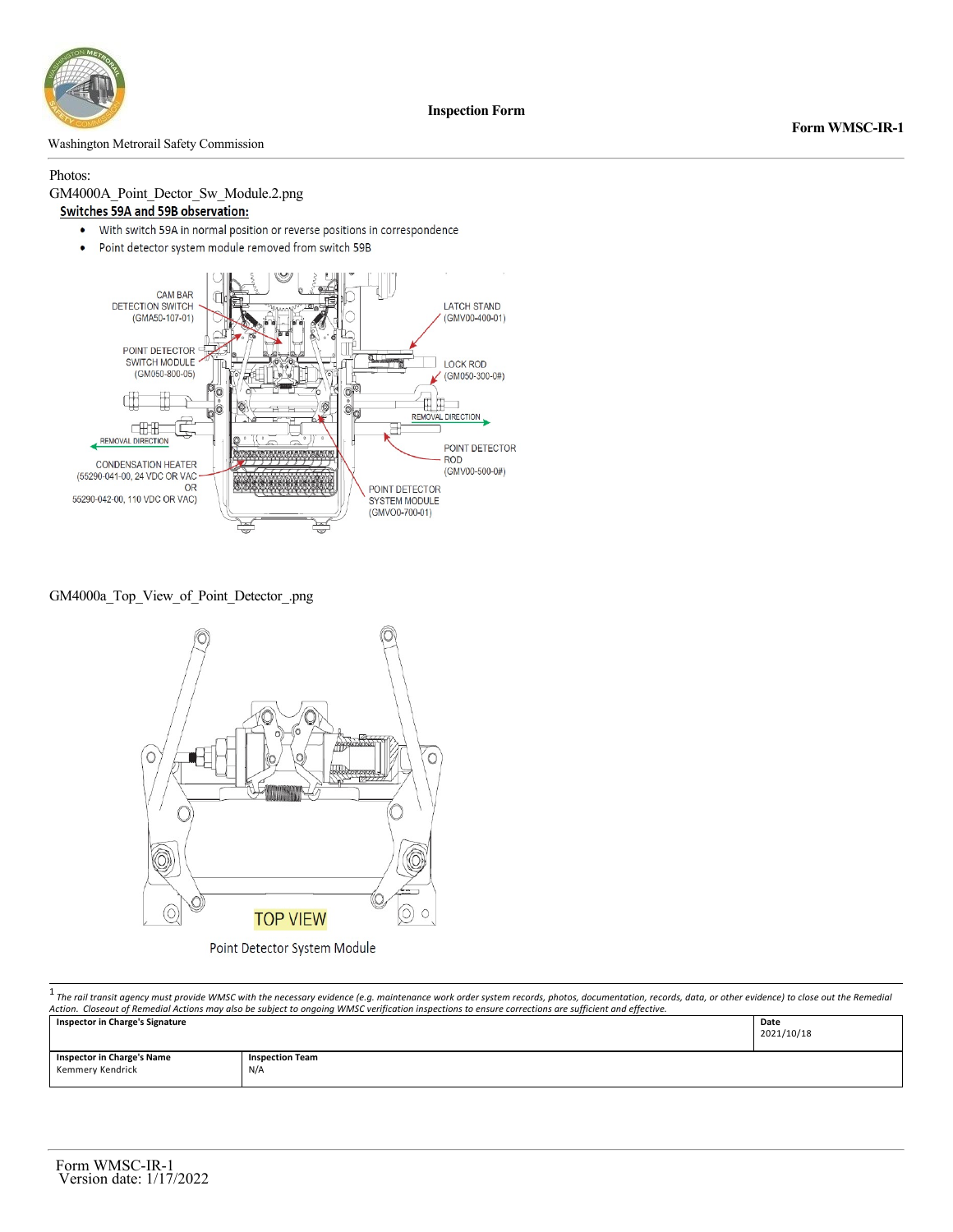Photos:

GM4000A_Point_Dector_Sw_Module.2.png

**Switches 59A and 59B observation:**

- With switch 59A in normal position or reverse positions in correspondence
- Point detector system module removed from switch 59B

CAM BAR DETECTION SWITCH (GMA50-107-01)

POINT DETECTOR SWITCH MODULE (GM050-800-05)

REMOVAL DIRECTION

CONDENSATION HEATER (55290-041-00, 24 VDC OR VAC OR 55290-042-00, 110 VDC OR VAC)

LATCH STAND (GMV00-400-01)

LOCK ROD (GM050-300-0#)

REMOVAL DIRECTION

POINT DETECTOR ROD (GMV00-500-0#)

POINT DETECTOR SYSTEM MODULE (GMVO0-700-01)

GM4000a_Top_View_of_Point_Detector_.png

TOP VIEW

Point Detector System Module

[1] *The rail transit agency must provide WMSC with the necessary evidence (e.g. maintenance work order system records, photos, documentation, records, data, or other evidence) to close out the Remedial Action. Closeout of Remedial Actions may also be subject to ongoing WMSC verification inspections to ensure corrections are sufficient and effective.*

| | | |
|---|---|---|
| **Inspector in Charge's Signature** | | **Date** 2021/10/18 |
| **Inspector in Charge's Name** Kemmery Kendrick | **Inspection Team** N/A | |